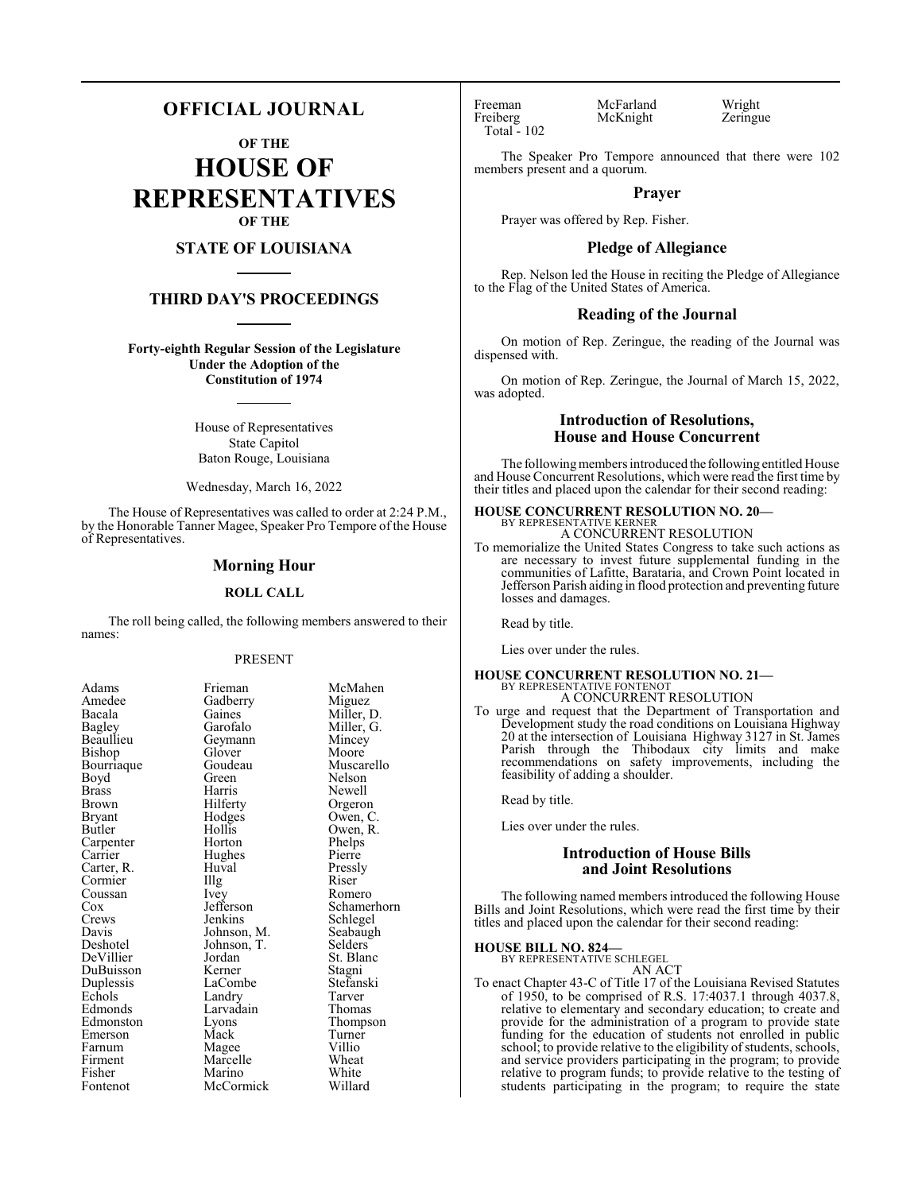# OFFICIAL JOURNAL

## OF THE

# HOUSE OF REPRESENTATIVES

## OF THE

## STATE OF LOUISIANA

## THIRD DAY'S PROCEEDINGS

**Forty-eighth Regular Session of the Legislature**
**Under the Adoption of the**
**Constitution of 1974**

House of Representatives
State Capitol
Baton Rouge, Louisiana

Wednesday, March 16, 2022

The House of Representatives was called to order at 2:24 P.M., by the Honorable Tanner Magee, Speaker Pro Tempore of the House of Representatives.

## Morning Hour

### ROLL CALL

The roll being called, the following members answered to their names:

PRESENT

| | | |
|---|---|---|
| Adams | Frieman | McMahen |
| Amedee | Gadberry | Miguez |
| Bacala | Gaines | Miller, D. |
| Bagley | Garofalo | Miller, G. |
| Beaullieu | Geymann | Mincey |
| Bishop | Glover | Moore |
| Bourriaque | Goudeau | Muscarello |
| Boyd | Green | Nelson |
| Brass | Harris | Newell |
| Brown | Hilferty | Orgeron |
| Bryant | Hodges | Owen, C. |
| Butler | Hollis | Owen, R. |
| Carpenter | Horton | Phelps |
| Carrier | Hughes | Pierre |
| Carter, R. | Huval | Pressly |
| Cormier | Illg | Riser |
| Coussan | Ivey | Romero |
| Cox | Jefferson | Schamerhorn |
| Crews | Jenkins | Schlegel |
| Davis | Johnson, M. | Seabaugh |
| Deshotel | Johnson, T. | Selders |
| DeVillier | Jordan | St. Blanc |
| DuBuisson | Kerner | Stagni |
| Duplessis | LaCombe | Stefanski |
| Echols | Landry | Tarver |
| Edmonds | Larvadain | Thomas |
| Edmonston | Lyons | Thompson |
| Emerson | Mack | Turner |
| Farnum | Magee | Villio |
| Firment | Marcelle | Wheat |
| Fisher | Marino | White |
| Fontenot | McCormick | Willard |
| Freeman | McFarland | Wright |
| Freiberg | McKnight | Zeringue |

Total - 102

The Speaker Pro Tempore announced that there were 102 members present and a quorum.

## Prayer

Prayer was offered by Rep. Fisher.

## Pledge of Allegiance

Rep. Nelson led the House in reciting the Pledge of Allegiance to the Flag of the United States of America.

## Reading of the Journal

On motion of Rep. Zeringue, the reading of the Journal was dispensed with.

On motion of Rep. Zeringue, the Journal of March 15, 2022, was adopted.

## Introduction of Resolutions, House and House Concurrent

The following members introduced the following entitled House and House Concurrent Resolutions, which were read the first time by their titles and placed upon the calendar for their second reading:

**HOUSE CONCURRENT RESOLUTION NO. 20—**
BY REPRESENTATIVE KERNER
A CONCURRENT RESOLUTION

To memorialize the United States Congress to take such actions as are necessary to invest future supplemental funding in the communities of Lafitte, Barataria, and Crown Point located in Jefferson Parish aiding in flood protection and preventing future losses and damages.

Read by title.

Lies over under the rules.

**HOUSE CONCURRENT RESOLUTION NO. 21—**
BY REPRESENTATIVE FONTENOT
A CONCURRENT RESOLUTION

To urge and request that the Department of Transportation and Development study the road conditions on Louisiana Highway 20 at the intersection of Louisiana Highway 3127 in St. James Parish through the Thibodaux city limits and make recommendations on safety improvements, including the feasibility of adding a shoulder.

Read by title.

Lies over under the rules.

## Introduction of House Bills and Joint Resolutions

The following named members introduced the following House Bills and Joint Resolutions, which were read the first time by their titles and placed upon the calendar for their second reading:

**HOUSE BILL NO. 824—**
BY REPRESENTATIVE SCHLEGEL
AN ACT

To enact Chapter 43-C of Title 17 of the Louisiana Revised Statutes of 1950, to be comprised of R.S. 17:4037.1 through 4037.8, relative to elementary and secondary education; to create and provide for the administration of a program to provide state funding for the education of students not enrolled in public school; to provide relative to the eligibility of students, schools, and service providers participating in the program; to provide relative to program funds; to provide relative to the testing of students participating in the program; to require the state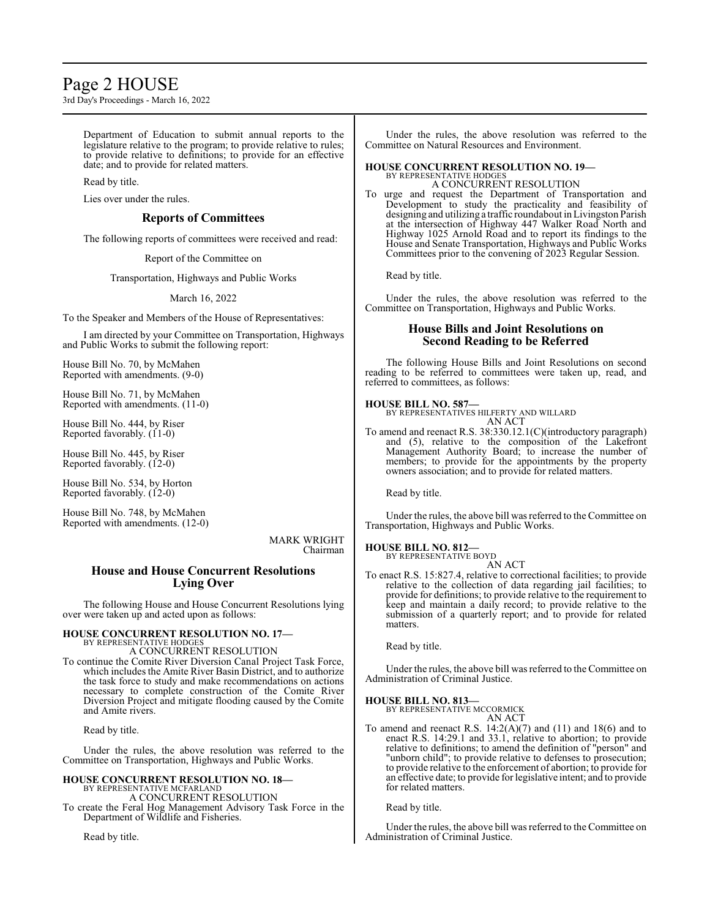Department of Education to submit annual reports to the legislature relative to the program; to provide relative to rules; to provide relative to definitions; to provide for an effective date; and to provide for related matters.

Read by title.

Lies over under the rules.

## Reports of Committees

The following reports of committees were received and read:

Report of the Committee on

Transportation, Highways and Public Works

March 16, 2022

To the Speaker and Members of the House of Representatives:

I am directed by your Committee on Transportation, Highways and Public Works to submit the following report:

House Bill No. 70, by McMahen
Reported with amendments. (9-0)

House Bill No. 71, by McMahen
Reported with amendments. (11-0)

House Bill No. 444, by Riser
Reported favorably. (11-0)

House Bill No. 445, by Riser
Reported favorably. (12-0)

House Bill No. 534, by Horton
Reported favorably. (12-0)

House Bill No. 748, by McMahen
Reported with amendments. (12-0)

MARK WRIGHT
Chairman

## House and House Concurrent Resolutions Lying Over

The following House and House Concurrent Resolutions lying over were taken up and acted upon as follows:

**HOUSE CONCURRENT RESOLUTION NO. 17—**
BY REPRESENTATIVE HODGES
A CONCURRENT RESOLUTION

To continue the Comite River Diversion Canal Project Task Force, which includes the Amite River Basin District, and to authorize the task force to study and make recommendations on actions necessary to complete construction of the Comite River Diversion Project and mitigate flooding caused by the Comite and Amite rivers.

Read by title.

Under the rules, the above resolution was referred to the Committee on Transportation, Highways and Public Works.

**HOUSE CONCURRENT RESOLUTION NO. 18—**
BY REPRESENTATIVE MCFARLAND
A CONCURRENT RESOLUTION

To create the Feral Hog Management Advisory Task Force in the Department of Wildlife and Fisheries.

Read by title.

Under the rules, the above resolution was referred to the Committee on Natural Resources and Environment.

**HOUSE CONCURRENT RESOLUTION NO. 19—**
BY REPRESENTATIVE HODGES
A CONCURRENT RESOLUTION

To urge and request the Department of Transportation and Development to study the practicality and feasibility of designing and utilizing a traffic roundabout in Livingston Parish at the intersection of Highway 447 Walker Road North and Highway 1025 Arnold Road and to report its findings to the House and Senate Transportation, Highways and Public Works Committees prior to the convening of 2023 Regular Session.

Read by title.

Under the rules, the above resolution was referred to the Committee on Transportation, Highways and Public Works.

## House Bills and Joint Resolutions on Second Reading to be Referred

The following House Bills and Joint Resolutions on second reading to be referred to committees were taken up, read, and referred to committees, as follows:

**HOUSE BILL NO. 587—**
BY REPRESENTATIVES HILFERTY AND WILLARD
AN ACT

To amend and reenact R.S. 38:330.12.1(C)(introductory paragraph) and (5), relative to the composition of the Lakefront Management Authority Board; to increase the number of members; to provide for the appointments by the property owners association; and to provide for related matters.

Read by title.

Under the rules, the above bill was referred to the Committee on Transportation, Highways and Public Works.

**HOUSE BILL NO. 812—**
BY REPRESENTATIVE BOYD
AN ACT

To enact R.S. 15:827.4, relative to correctional facilities; to provide relative to the collection of data regarding jail facilities; to provide for definitions; to provide relative to the requirement to keep and maintain a daily record; to provide relative to the submission of a quarterly report; and to provide for related matters.

Read by title.

Under the rules, the above bill was referred to the Committee on Administration of Criminal Justice.

**HOUSE BILL NO. 813—**
BY REPRESENTATIVE MCCORMICK
AN ACT

To amend and reenact R.S. 14:2(A)(7) and (11) and 18(6) and to enact R.S. 14:29.1 and 33.1, relative to abortion; to provide relative to definitions; to amend the definition of "person" and "unborn child"; to provide relative to defenses to prosecution; to provide relative to the enforcement of abortion; to provide for an effective date; to provide for legislative intent; and to provide for related matters.

Read by title.

Under the rules, the above bill was referred to the Committee on Administration of Criminal Justice.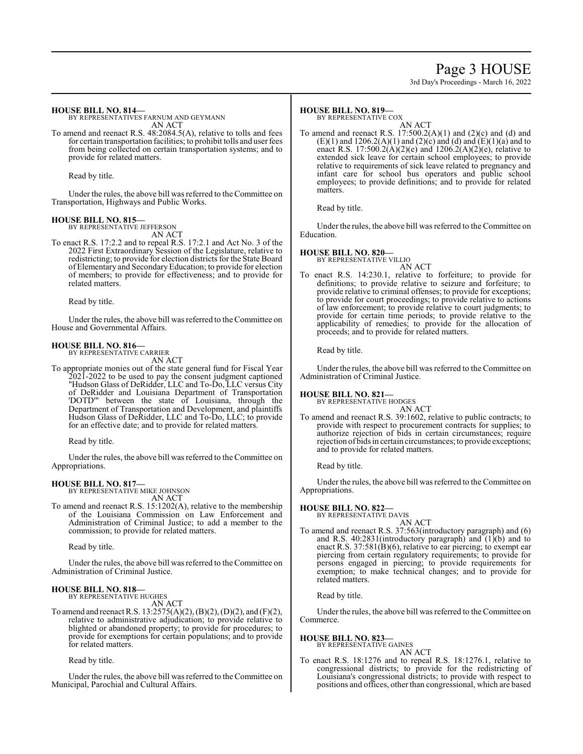**HOUSE BILL NO. 814—**
BY REPRESENTATIVES FARNUM AND GEYMANN
AN ACT

To amend and reenact R.S. 48:2084.5(A), relative to tolls and fees for certain transportation facilities; to prohibit tolls and user fees from being collected on certain transportation systems; and to provide for related matters.

Read by title.

Under the rules, the above bill was referred to the Committee on Transportation, Highways and Public Works.

**HOUSE BILL NO. 815—**
BY REPRESENTATIVE JEFFERSON
AN ACT

To enact R.S. 17:2.2 and to repeal R.S. 17:2.1 and Act No. 3 of the 2022 First Extraordinary Session of the Legislature, relative to redistricting; to provide for election districts for the State Board of Elementary and Secondary Education; to provide for election of members; to provide for effectiveness; and to provide for related matters.

Read by title.

Under the rules, the above bill was referred to the Committee on House and Governmental Affairs.

**HOUSE BILL NO. 816—**
BY REPRESENTATIVE CARRIER
AN ACT

To appropriate monies out of the state general fund for Fiscal Year 2021-2022 to be used to pay the consent judgment captioned "Hudson Glass of DeRidder, LLC and To-Do, LLC versus City of DeRidder and Louisiana Department of Transportation 'DOTD'" between the state of Louisiana, through the Department of Transportation and Development, and plaintiffs Hudson Glass of DeRidder, LLC and To-Do, LLC; to provide for an effective date; and to provide for related matters.

Read by title.

Under the rules, the above bill was referred to the Committee on Appropriations.

**HOUSE BILL NO. 817—**
BY REPRESENTATIVE MIKE JOHNSON
AN ACT

To amend and reenact R.S. 15:1202(A), relative to the membership of the Louisiana Commission on Law Enforcement and Administration of Criminal Justice; to add a member to the commission; to provide for related matters.

Read by title.

Under the rules, the above bill was referred to the Committee on Administration of Criminal Justice.

**HOUSE BILL NO. 818—**
BY REPRESENTATIVE HUGHES
AN ACT

To amend and reenact R.S. 13:2575(A)(2), (B)(2), (D)(2), and (F)(2), relative to administrative adjudication; to provide relative to blighted or abandoned property; to provide for procedures; to provide for exemptions for certain populations; and to provide for related matters.

Read by title.

Under the rules, the above bill was referred to the Committee on Municipal, Parochial and Cultural Affairs.

**HOUSE BILL NO. 819—**
BY REPRESENTATIVE COX
AN ACT

To amend and reenact R.S. 17:500.2(A)(1) and (2)(c) and (d) and (E)(1) and 1206.2(A)(1) and (2)(c) and (d) and (E)(1)(a) and to enact R.S. 17:500.2(A)(2)(e) and 1206.2(A)(2)(e), relative to extended sick leave for certain school employees; to provide relative to requirements of sick leave related to pregnancy and infant care for school bus operators and public school employees; to provide definitions; and to provide for related matters.

Read by title.

Under the rules, the above bill was referred to the Committee on Education.

**HOUSE BILL NO. 820—**
BY REPRESENTATIVE VILLIO
AN ACT

To enact R.S. 14:230.1, relative to forfeiture; to provide for definitions; to provide relative to seizure and forfeiture; to provide relative to criminal offenses; to provide for exceptions; to provide for court proceedings; to provide relative to actions of law enforcement; to provide relative to court judgments; to provide for certain time periods; to provide relative to the applicability of remedies; to provide for the allocation of proceeds; and to provide for related matters.

Read by title.

Under the rules, the above bill was referred to the Committee on Administration of Criminal Justice.

**HOUSE BILL NO. 821—**
BY REPRESENTATIVE HODGES
AN ACT

To amend and reenact R.S. 39:1602, relative to public contracts; to provide with respect to procurement contracts for supplies; to authorize rejection of bids in certain circumstances; require rejection of bids in certain circumstances; to provide exceptions; and to provide for related matters.

Read by title.

Under the rules, the above bill was referred to the Committee on Appropriations.

**HOUSE BILL NO. 822—**
BY REPRESENTATIVE DAVIS
AN ACT

To amend and reenact R.S. 37:563(introductory paragraph) and (6) and R.S. 40:2831(introductory paragraph) and (1)(b) and to enact R.S. 37:581(B)(6), relative to ear piercing; to exempt ear piercing from certain regulatory requirements; to provide for persons engaged in piercing; to provide requirements for exemption; to make technical changes; and to provide for related matters.

Read by title.

Under the rules, the above bill was referred to the Committee on Commerce.

**HOUSE BILL NO. 823—**
BY REPRESENTATIVE GAINES
AN ACT

To enact R.S. 18:1276 and to repeal R.S. 18:1276.1, relative to congressional districts; to provide for the redistricting of Louisiana's congressional districts; to provide with respect to positions and offices, other than congressional, which are based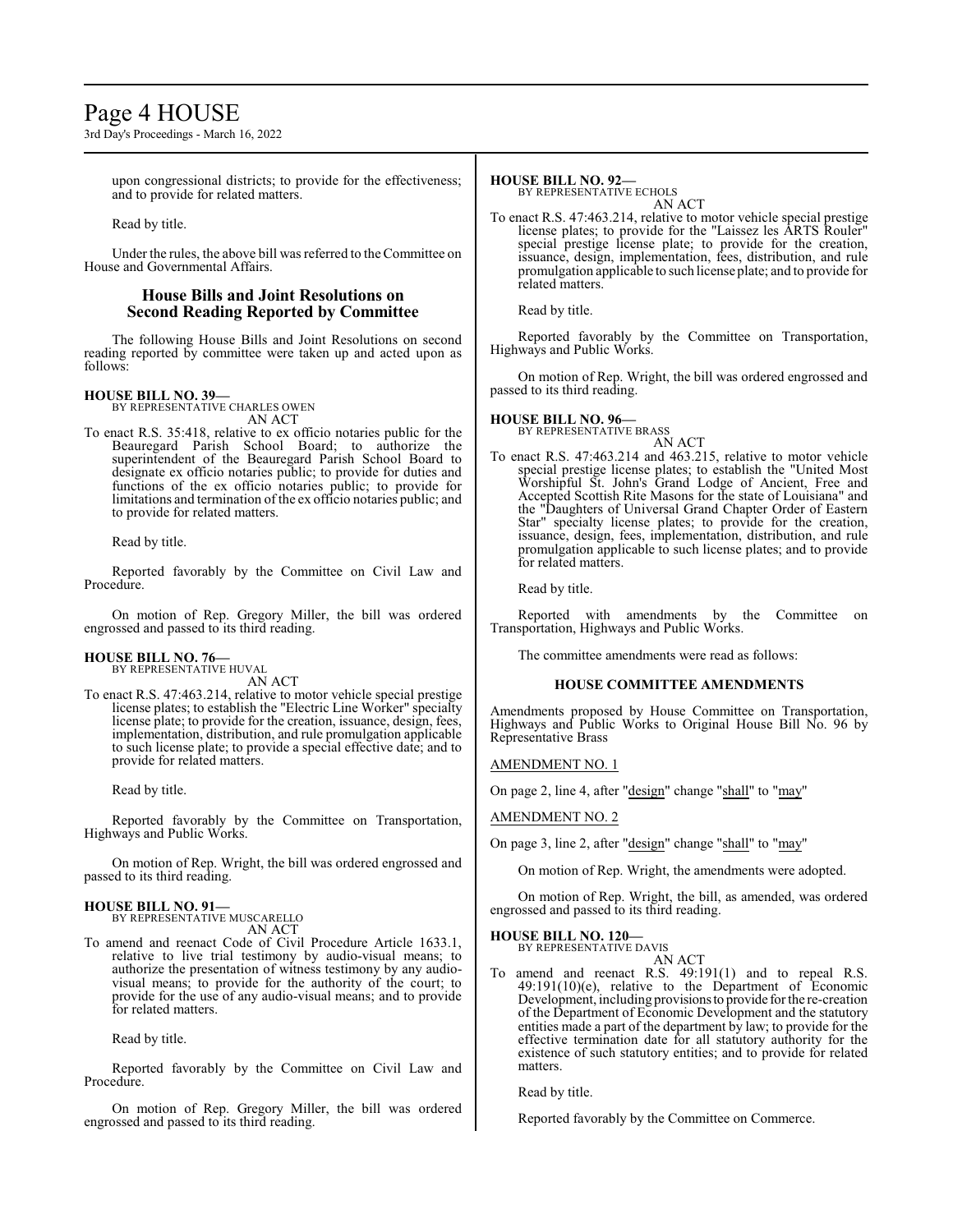upon congressional districts; to provide for the effectiveness; and to provide for related matters.

Read by title.

Under the rules, the above bill was referred to the Committee on House and Governmental Affairs.

## House Bills and Joint Resolutions on Second Reading Reported by Committee

The following House Bills and Joint Resolutions on second reading reported by committee were taken up and acted upon as follows:

**HOUSE BILL NO. 39—**
BY REPRESENTATIVE CHARLES OWEN
AN ACT

To enact R.S. 35:418, relative to ex officio notaries public for the Beauregard Parish School Board; to authorize the superintendent of the Beauregard Parish School Board to designate ex officio notaries public; to provide for duties and functions of the ex officio notaries public; to provide for limitations and termination of the ex officio notaries public; and to provide for related matters.

Read by title.

Reported favorably by the Committee on Civil Law and Procedure.

On motion of Rep. Gregory Miller, the bill was ordered engrossed and passed to its third reading.

**HOUSE BILL NO. 76—**
BY REPRESENTATIVE HUVAL
AN ACT

To enact R.S. 47:463.214, relative to motor vehicle special prestige license plates; to establish the "Electric Line Worker" specialty license plate; to provide for the creation, issuance, design, fees, implementation, distribution, and rule promulgation applicable to such license plate; to provide a special effective date; and to provide for related matters.

Read by title.

Reported favorably by the Committee on Transportation, Highways and Public Works.

On motion of Rep. Wright, the bill was ordered engrossed and passed to its third reading.

**HOUSE BILL NO. 91—**
BY REPRESENTATIVE MUSCARELLO
AN ACT

To amend and reenact Code of Civil Procedure Article 1633.1, relative to live trial testimony by audio-visual means; to authorize the presentation of witness testimony by any audio-visual means; to provide for the authority of the court; to provide for the use of any audio-visual means; and to provide for related matters.

Read by title.

Reported favorably by the Committee on Civil Law and Procedure.

On motion of Rep. Gregory Miller, the bill was ordered engrossed and passed to its third reading.

**HOUSE BILL NO. 92—**
BY REPRESENTATIVE ECHOLS
AN ACT

To enact R.S. 47:463.214, relative to motor vehicle special prestige license plates; to provide for the "Laissez les ARTS Rouler" special prestige license plate; to provide for the creation, issuance, design, implementation, fees, distribution, and rule promulgation applicable to such license plate; and to provide for related matters.

Read by title.

Reported favorably by the Committee on Transportation, Highways and Public Works.

On motion of Rep. Wright, the bill was ordered engrossed and passed to its third reading.

**HOUSE BILL NO. 96—**
BY REPRESENTATIVE BRASS
AN ACT

To enact R.S. 47:463.214 and 463.215, relative to motor vehicle special prestige license plates; to establish the "United Most Worshipful St. John's Grand Lodge of Ancient, Free and Accepted Scottish Rite Masons for the state of Louisiana" and the "Daughters of Universal Grand Chapter Order of Eastern Star" specialty license plates; to provide for the creation, issuance, design, fees, implementation, distribution, and rule promulgation applicable to such license plates; and to provide for related matters.

Read by title.

Reported with amendments by the Committee on Transportation, Highways and Public Works.

The committee amendments were read as follows:

**HOUSE COMMITTEE AMENDMENTS**

Amendments proposed by House Committee on Transportation, Highways and Public Works to Original House Bill No. 96 by Representative Brass

AMENDMENT NO. 1

On page 2, line 4, after "design" change "shall" to "may"

AMENDMENT NO. 2

On page 3, line 2, after "design" change "shall" to "may"

On motion of Rep. Wright, the amendments were adopted.

On motion of Rep. Wright, the bill, as amended, was ordered engrossed and passed to its third reading.

**HOUSE BILL NO. 120—**
BY REPRESENTATIVE DAVIS
AN ACT

To amend and reenact R.S. 49:191(1) and to repeal R.S. 49:191(10)(e), relative to the Department of Economic Development, including provisions to provide for the re-creation of the Department of Economic Development and the statutory entities made a part of the department by law; to provide for the effective termination date for all statutory authority for the existence of such statutory entities; and to provide for related matters.

Read by title.

Reported favorably by the Committee on Commerce.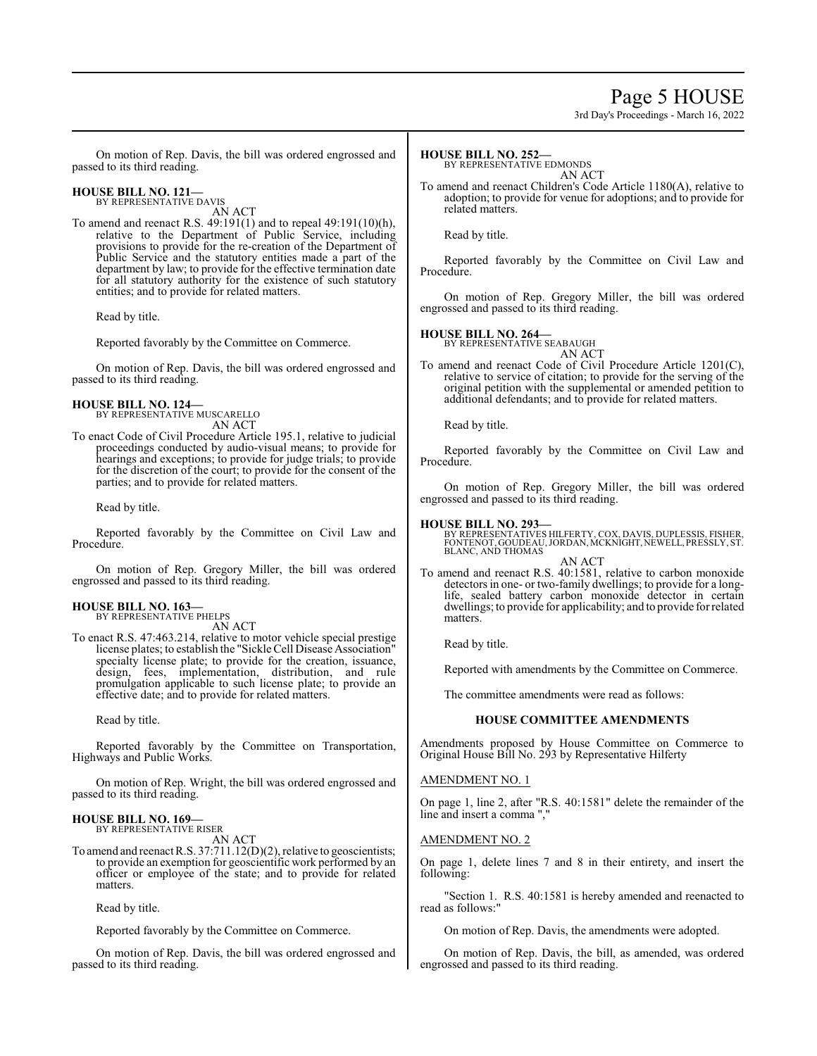On motion of Rep. Davis, the bill was ordered engrossed and passed to its third reading.

**HOUSE BILL NO. 121—**
BY REPRESENTATIVE DAVIS
AN ACT

To amend and reenact R.S. 49:191(1) and to repeal 49:191(10)(h), relative to the Department of Public Service, including provisions to provide for the re-creation of the Department of Public Service and the statutory entities made a part of the department by law; to provide for the effective termination date for all statutory authority for the existence of such statutory entities; and to provide for related matters.

Read by title.

Reported favorably by the Committee on Commerce.

On motion of Rep. Davis, the bill was ordered engrossed and passed to its third reading.

**HOUSE BILL NO. 124—**
BY REPRESENTATIVE MUSCARELLO
AN ACT

To enact Code of Civil Procedure Article 195.1, relative to judicial proceedings conducted by audio-visual means; to provide for hearings and exceptions; to provide for judge trials; to provide for the discretion of the court; to provide for the consent of the parties; and to provide for related matters.

Read by title.

Reported favorably by the Committee on Civil Law and Procedure.

On motion of Rep. Gregory Miller, the bill was ordered engrossed and passed to its third reading.

**HOUSE BILL NO. 163—**
BY REPRESENTATIVE PHELPS
AN ACT

To enact R.S. 47:463.214, relative to motor vehicle special prestige license plates; to establish the "Sickle Cell Disease Association" specialty license plate; to provide for the creation, issuance, design, fees, implementation, distribution, and rule promulgation applicable to such license plate; to provide an effective date; and to provide for related matters.

Read by title.

Reported favorably by the Committee on Transportation, Highways and Public Works.

On motion of Rep. Wright, the bill was ordered engrossed and passed to its third reading.

**HOUSE BILL NO. 169—**
BY REPRESENTATIVE RISER
AN ACT

To amend and reenact R.S. 37:711.12(D)(2), relative to geoscientists; to provide an exemption for geoscientific work performed by an officer or employee of the state; and to provide for related matters.

Read by title.

Reported favorably by the Committee on Commerce.

On motion of Rep. Davis, the bill was ordered engrossed and passed to its third reading.

**HOUSE BILL NO. 252—**
BY REPRESENTATIVE EDMONDS
AN ACT

To amend and reenact Children's Code Article 1180(A), relative to adoption; to provide for venue for adoptions; and to provide for related matters.

Read by title.

Reported favorably by the Committee on Civil Law and Procedure.

On motion of Rep. Gregory Miller, the bill was ordered engrossed and passed to its third reading.

**HOUSE BILL NO. 264—**
BY REPRESENTATIVE SEABAUGH
AN ACT

To amend and reenact Code of Civil Procedure Article 1201(C), relative to service of citation; to provide for the serving of the original petition with the supplemental or amended petition to additional defendants; and to provide for related matters.

Read by title.

Reported favorably by the Committee on Civil Law and Procedure.

On motion of Rep. Gregory Miller, the bill was ordered engrossed and passed to its third reading.

**HOUSE BILL NO. 293—**
BY REPRESENTATIVES HILFERTY, COX, DAVIS, DUPLESSIS, FISHER, FONTENOT, GOUDEAU, JORDAN, MCKNIGHT, NEWELL, PRESSLY, ST. BLANC, AND THOMAS
AN ACT

To amend and reenact R.S. 40:1581, relative to carbon monoxide detectors in one- or two-family dwellings; to provide for a long-life, sealed battery carbon monoxide detector in certain dwellings; to provide for applicability; and to provide for related matters.

Read by title.

Reported with amendments by the Committee on Commerce.

The committee amendments were read as follows:

### HOUSE COMMITTEE AMENDMENTS

Amendments proposed by House Committee on Commerce to Original House Bill No. 293 by Representative Hilferty

AMENDMENT NO. 1

On page 1, line 2, after "R.S. 40:1581" delete the remainder of the line and insert a comma ","

AMENDMENT NO. 2

On page 1, delete lines 7 and 8 in their entirety, and insert the following:

"Section 1. R.S. 40:1581 is hereby amended and reenacted to read as follows:"

On motion of Rep. Davis, the amendments were adopted.

On motion of Rep. Davis, the bill, as amended, was ordered engrossed and passed to its third reading.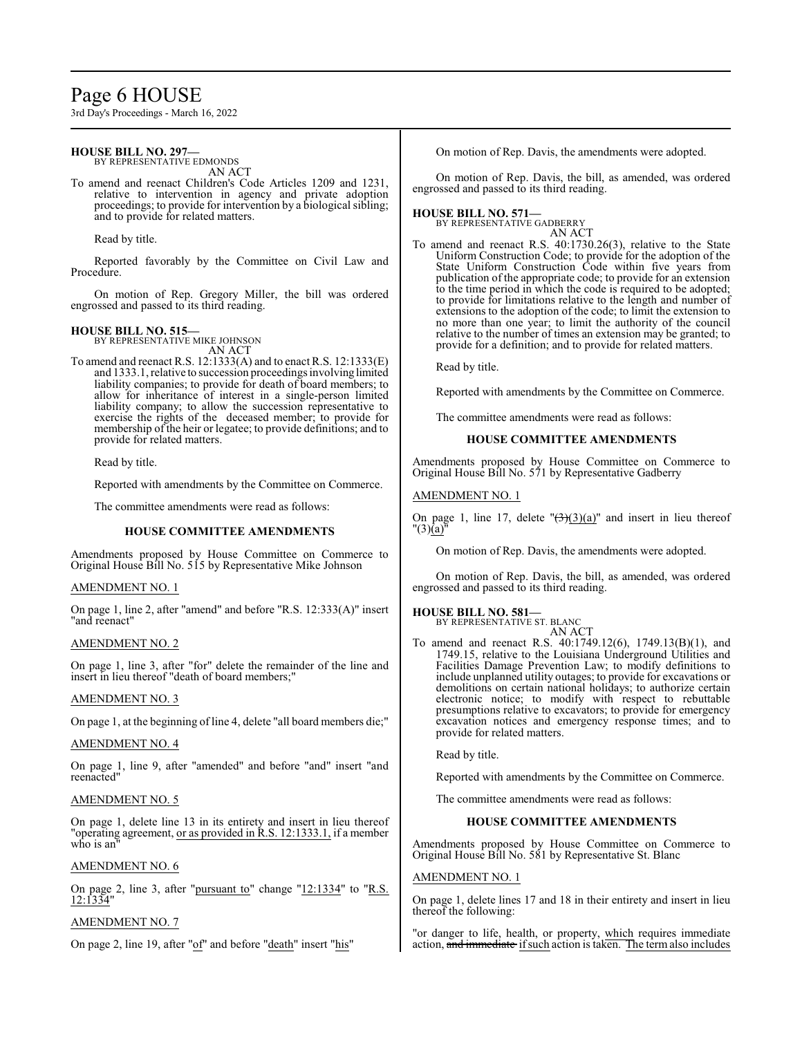**HOUSE BILL NO. 297—**
BY REPRESENTATIVE EDMONDS
AN ACT

To amend and reenact Children's Code Articles 1209 and 1231, relative to intervention in agency and private adoption proceedings; to provide for intervention by a biological sibling; and to provide for related matters.

Read by title.

Reported favorably by the Committee on Civil Law and Procedure.

On motion of Rep. Gregory Miller, the bill was ordered engrossed and passed to its third reading.

**HOUSE BILL NO. 515—**
BY REPRESENTATIVE MIKE JOHNSON
AN ACT

To amend and reenact R.S. 12:1333(A) and to enact R.S. 12:1333(E) and 1333.1, relative to succession proceedings involving limited liability companies; to provide for death of board members; to allow for inheritance of interest in a single-person limited liability company; to allow the succession representative to exercise the rights of the deceased member; to provide for membership of the heir or legatee; to provide definitions; and to provide for related matters.

Read by title.

Reported with amendments by the Committee on Commerce.

The committee amendments were read as follows:

**HOUSE COMMITTEE AMENDMENTS**

Amendments proposed by House Committee on Commerce to Original House Bill No. 515 by Representative Mike Johnson

AMENDMENT NO. 1

On page 1, line 2, after "amend" and before "R.S. 12:333(A)" insert "and reenact"

AMENDMENT NO. 2

On page 1, line 3, after "for" delete the remainder of the line and insert in lieu thereof "death of board members;"

AMENDMENT NO. 3

On page 1, at the beginning of line 4, delete "all board members die;"

AMENDMENT NO. 4

On page 1, line 9, after "amended" and before "and" insert "and reenacted"

AMENDMENT NO. 5

On page 1, delete line 13 in its entirety and insert in lieu thereof "operating agreement, <u>or as provided in R.S. 12:1333.1,</u> if a member who is an"

AMENDMENT NO. 6

On page 2, line 3, after "<u>pursuant to</u>" change "<u>12:1334</u>" to "<u>R.S. 12:1334</u>"

AMENDMENT NO. 7

On page 2, line 19, after "<u>of</u>" and before "<u>death</u>" insert "<u>his</u>"

On motion of Rep. Davis, the amendments were adopted.

On motion of Rep. Davis, the bill, as amended, was ordered engrossed and passed to its third reading.

**HOUSE BILL NO. 571—**
BY REPRESENTATIVE GADBERRY
AN ACT

To amend and reenact R.S. 40:1730.26(3), relative to the State Uniform Construction Code; to provide for the adoption of the State Uniform Construction Code within five years from publication of the appropriate code; to provide for an extension to the time period in which the code is required to be adopted; to provide for limitations relative to the length and number of extensions to the adoption of the code; to limit the extension to no more than one year; to limit the authority of the council relative to the number of times an extension may be granted; to provide for a definition; and to provide for related matters.

Read by title.

Reported with amendments by the Committee on Commerce.

The committee amendments were read as follows:

**HOUSE COMMITTEE AMENDMENTS**

Amendments proposed by House Committee on Commerce to Original House Bill No. 571 by Representative Gadberry

AMENDMENT NO. 1

On page 1, line 17, delete "~~(3)~~<u>(3)(a)</u>" and insert in lieu thereof "(3)<u>(a)</u>"

On motion of Rep. Davis, the amendments were adopted.

On motion of Rep. Davis, the bill, as amended, was ordered engrossed and passed to its third reading.

**HOUSE BILL NO. 581—**
BY REPRESENTATIVE ST. BLANC
AN ACT

To amend and reenact R.S. 40:1749.12(6), 1749.13(B)(1), and 1749.15, relative to the Louisiana Underground Utilities and Facilities Damage Prevention Law; to modify definitions to include unplanned utility outages; to provide for excavations or demolitions on certain national holidays; to authorize certain electronic notice; to modify with respect to rebuttable presumptions relative to excavators; to provide for emergency excavation notices and emergency response times; and to provide for related matters.

Read by title.

Reported with amendments by the Committee on Commerce.

The committee amendments were read as follows:

**HOUSE COMMITTEE AMENDMENTS**

Amendments proposed by House Committee on Commerce to Original House Bill No. 581 by Representative St. Blanc

AMENDMENT NO. 1

On page 1, delete lines 17 and 18 in their entirety and insert in lieu thereof the following:

"or danger to life, health, or property, <u>which</u> requires immediate action, ~~and immediate~~ <u>if such</u> action is taken. <u>The term also includes</u>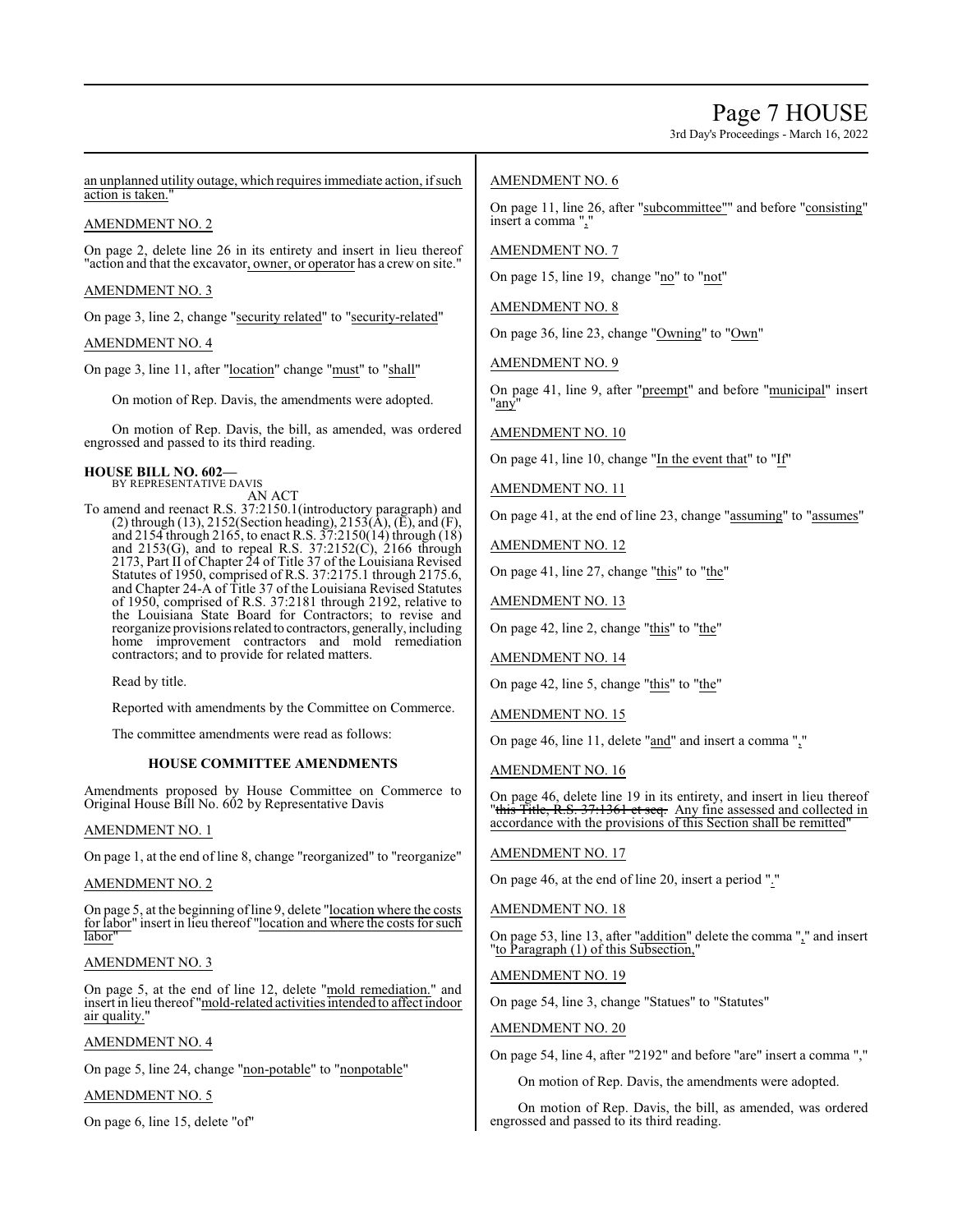an unplanned utility outage, which requires immediate action, if such action is taken."

AMENDMENT NO. 2

On page 2, delete line 26 in its entirety and insert in lieu thereof "action and that the excavator, owner, or operator has a crew on site."

AMENDMENT NO. 3

On page 3, line 2, change "security related" to "security-related"

AMENDMENT NO. 4

On page 3, line 11, after "location" change "must" to "shall"

On motion of Rep. Davis, the amendments were adopted.

On motion of Rep. Davis, the bill, as amended, was ordered engrossed and passed to its third reading.

**HOUSE BILL NO. 602—**
BY REPRESENTATIVE DAVIS
AN ACT

To amend and reenact R.S. 37:2150.1(introductory paragraph) and (2) through (13), 2152(Section heading), 2153(A), (E), and (F), and 2154 through 2165, to enact R.S. 37:2150(14) through (18) and 2153(G), and to repeal R.S. 37:2152(C), 2166 through 2173, Part II of Chapter 24 of Title 37 of the Louisiana Revised Statutes of 1950, comprised of R.S. 37:2175.1 through 2175.6, and Chapter 24-A of Title 37 of the Louisiana Revised Statutes of 1950, comprised of R.S. 37:2181 through 2192, relative to the Louisiana State Board for Contractors; to revise and reorganize provisions related to contractors, generally, including home improvement contractors and mold remediation contractors; and to provide for related matters.

Read by title.

Reported with amendments by the Committee on Commerce.

The committee amendments were read as follows:

**HOUSE COMMITTEE AMENDMENTS**

Amendments proposed by House Committee on Commerce to Original House Bill No. 602 by Representative Davis

AMENDMENT NO. 1

On page 1, at the end of line 8, change "reorganized" to "reorganize"

AMENDMENT NO. 2

On page 5, at the beginning of line 9, delete "location where the costs for labor" insert in lieu thereof "location and where the costs for such labor"

AMENDMENT NO. 3

On page 5, at the end of line 12, delete "mold remediation." and insert in lieu thereof "mold-related activities intended to affect indoor air quality."

AMENDMENT NO. 4

On page 5, line 24, change "non-potable" to "nonpotable"

AMENDMENT NO. 5

On page 6, line 15, delete "of"

AMENDMENT NO. 6

On page 11, line 26, after "subcommittee"" and before "consisting" insert a comma ","

AMENDMENT NO. 7

On page 15, line 19, change "no" to "not"

AMENDMENT NO. 8

On page 36, line 23, change "Owning" to "Own"

AMENDMENT NO. 9

On page 41, line 9, after "preempt" and before "municipal" insert "any"

AMENDMENT NO. 10

On page 41, line 10, change "In the event that" to "If"

AMENDMENT NO. 11

On page 41, at the end of line 23, change "assuming" to "assumes"

AMENDMENT NO. 12

On page 41, line 27, change "this" to "the"

AMENDMENT NO. 13

On page 42, line 2, change "this" to "the"

AMENDMENT NO. 14

On page 42, line 5, change "this" to "the"

AMENDMENT NO. 15

On page 46, line 11, delete "and" and insert a comma ","

AMENDMENT NO. 16

On page 46, delete line 19 in its entirety, and insert in lieu thereof "~~this Title, R.S. 37:1361 et seq.~~ Any fine assessed and collected in accordance with the provisions of this Section shall be remitted"

AMENDMENT NO. 17

On page 46, at the end of line 20, insert a period "."

AMENDMENT NO. 18

On page 53, line 13, after "addition" delete the comma "," and insert "to Paragraph (1) of this Subsection,"

AMENDMENT NO. 19

On page 54, line 3, change "Statues" to "Statutes"

AMENDMENT NO. 20

On page 54, line 4, after "2192" and before "are" insert a comma ","

On motion of Rep. Davis, the amendments were adopted.

On motion of Rep. Davis, the bill, as amended, was ordered engrossed and passed to its third reading.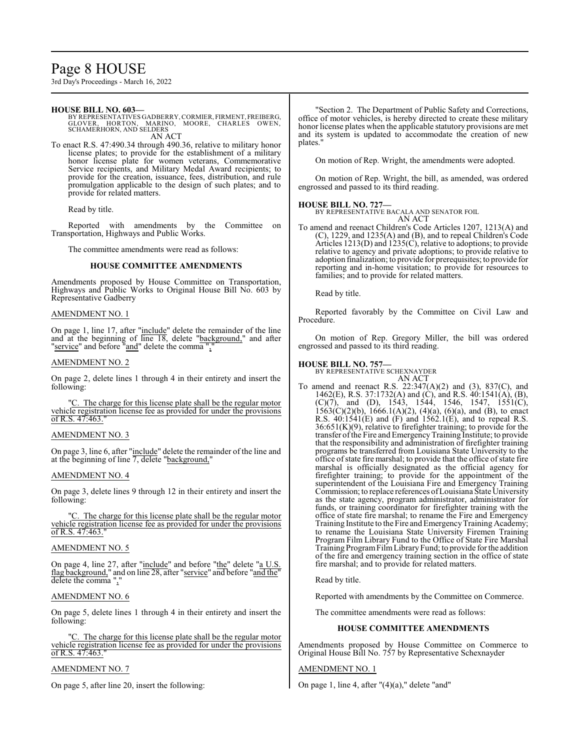**HOUSE BILL NO. 603—**
BY REPRESENTATIVES GADBERRY, CORMIER, FIRMENT, FREIBERG, GLOVER, HORTON, MARINO, MOORE, CHARLES OWEN, SCHAMERHORN, AND SELDERS
AN ACT

To enact R.S. 47:490.34 through 490.36, relative to military honor license plates; to provide for the establishment of a military honor license plate for women veterans, Commemorative Service recipients, and Military Medal Award recipients; to provide for the creation, issuance, fees, distribution, and rule promulgation applicable to the design of such plates; and to provide for related matters.

Read by title.

Reported with amendments by the Committee on Transportation, Highways and Public Works.

The committee amendments were read as follows:

### HOUSE COMMITTEE AMENDMENTS

Amendments proposed by House Committee on Transportation, Highways and Public Works to Original House Bill No. 603 by Representative Gadberry

AMENDMENT NO. 1

On page 1, line 17, after "include" delete the remainder of the line and at the beginning of line 18, delete "background," and after "service" and before "and" delete the comma ","

AMENDMENT NO. 2

On page 2, delete lines 1 through 4 in their entirety and insert the following:

"C. The charge for this license plate shall be the regular motor vehicle registration license fee as provided for under the provisions of R.S. 47:463."

AMENDMENT NO. 3

On page 3, line 6, after "include" delete the remainder of the line and at the beginning of line 7, delete "background,"

AMENDMENT NO. 4

On page 3, delete lines 9 through 12 in their entirety and insert the following:

"C. The charge for this license plate shall be the regular motor vehicle registration license fee as provided for under the provisions of R.S. 47:463."

AMENDMENT NO. 5

On page 4, line 27, after "include" and before "the" delete "a U.S. flag background," and on line 28, after "service" and before "and the" delete the comma ","

AMENDMENT NO. 6

On page 5, delete lines 1 through 4 in their entirety and insert the following:

"C. The charge for this license plate shall be the regular motor vehicle registration license fee as provided for under the provisions of R.S. 47:463."

AMENDMENT NO. 7

On page 5, after line 20, insert the following:

"Section 2. The Department of Public Safety and Corrections, office of motor vehicles, is hereby directed to create these military honor license plates when the applicable statutory provisions are met and its system is updated to accommodate the creation of new plates."

On motion of Rep. Wright, the amendments were adopted.

On motion of Rep. Wright, the bill, as amended, was ordered engrossed and passed to its third reading.

**HOUSE BILL NO. 727—**
BY REPRESENTATIVE BACALA AND SENATOR FOIL
AN ACT

To amend and reenact Children's Code Articles 1207, 1213(A) and (C), 1229, and 1235(A) and (B), and to repeal Children's Code Articles 1213(D) and 1235(C), relative to adoptions; to provide relative to agency and private adoptions; to provide relative to adoption finalization; to provide for prerequisites; to provide for reporting and in-home visitation; to provide for resources to families; and to provide for related matters.

Read by title.

Reported favorably by the Committee on Civil Law and Procedure.

On motion of Rep. Gregory Miller, the bill was ordered engrossed and passed to its third reading.

**HOUSE BILL NO. 757—**
BY REPRESENTATIVE SCHEXNAYDER
AN ACT

To amend and reenact R.S. 22:347(A)(2) and (3), 837(C), and 1462(E), R.S. 37:1732(A) and (C), and R.S. 40:1541(A), (B), (C)(7), and (D), 1543, 1544, 1546, 1547, 1551(C), 1563(C)(2)(b), 1666.1(A)(2), (4)(a), (6)(a), and (B), to enact R.S. 40:1541(E) and (F) and 1562.1(E), and to repeal R.S. 36:651(K)(9), relative to firefighter training; to provide for the transfer of the Fire and Emergency Training Institute; to provide that the responsibility and administration of firefighter training programs be transferred from Louisiana State University to the office of state fire marshal; to provide that the office of state fire marshal is officially designated as the official agency for firefighter training; to provide for the appointment of the superintendent of the Louisiana Fire and Emergency Training Commission; to replace references of Louisiana State University as the state agency, program administrator, administrator for funds, or training coordinator for firefighter training with the office of state fire marshal; to rename the Fire and Emergency Training Institute to the Fire and Emergency Training Academy; to rename the Louisiana State University Firemen Training Program Film Library Fund to the Office of State Fire Marshal Training Program Film Library Fund; to provide for the addition of the fire and emergency training section in the office of state fire marshal; and to provide for related matters.

Read by title.

Reported with amendments by the Committee on Commerce.

The committee amendments were read as follows:

### HOUSE COMMITTEE AMENDMENTS

Amendments proposed by House Committee on Commerce to Original House Bill No. 757 by Representative Schexnayder

AMENDMENT NO. 1

On page 1, line 4, after "(4)(a)," delete "and"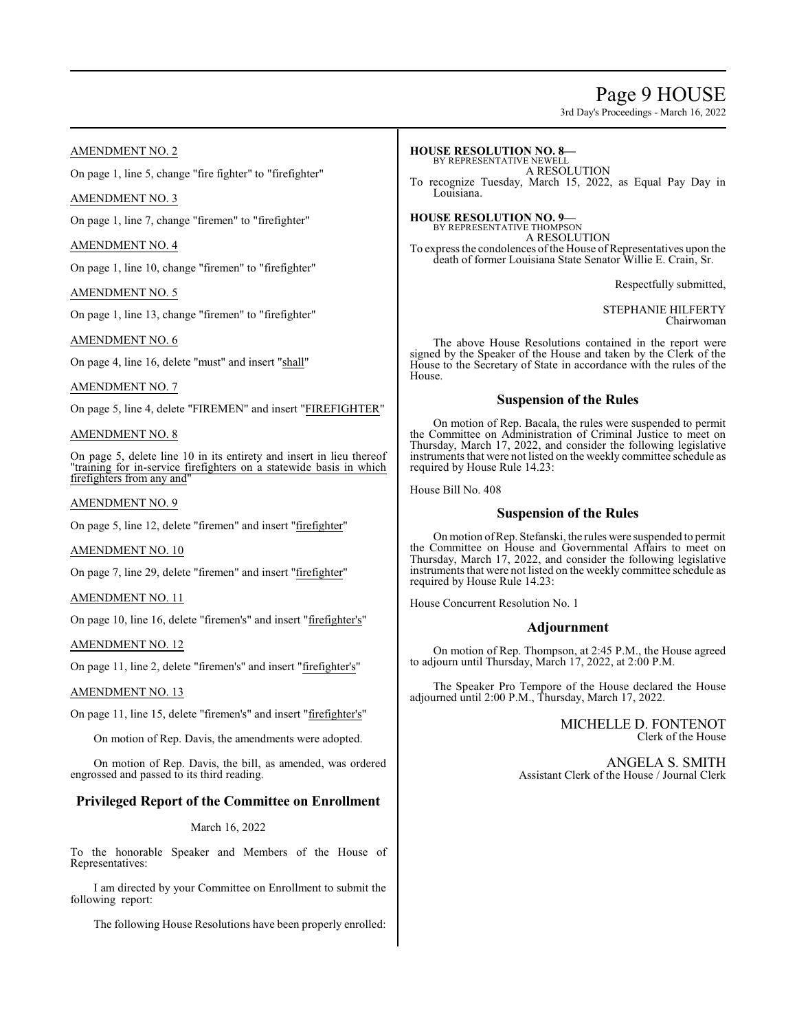AMENDMENT NO. 2

On page 1, line 5, change "fire fighter" to "firefighter"

AMENDMENT NO. 3

On page 1, line 7, change "firemen" to "firefighter"

AMENDMENT NO. 4

On page 1, line 10, change "firemen" to "firefighter"

AMENDMENT NO. 5

On page 1, line 13, change "firemen" to "firefighter"

AMENDMENT NO. 6

On page 4, line 16, delete "must" and insert "shall"

AMENDMENT NO. 7

On page 5, line 4, delete "FIREMEN" and insert "FIREFIGHTER"

AMENDMENT NO. 8

On page 5, delete line 10 in its entirety and insert in lieu thereof "training for in-service firefighters on a statewide basis in which firefighters from any and"

AMENDMENT NO. 9

On page 5, line 12, delete "firemen" and insert "firefighter"

AMENDMENT NO. 10

On page 7, line 29, delete "firemen" and insert "firefighter"

AMENDMENT NO. 11

On page 10, line 16, delete "firemen's" and insert "firefighter's"

AMENDMENT NO. 12

On page 11, line 2, delete "firemen's" and insert "firefighter's"

AMENDMENT NO. 13

On page 11, line 15, delete "firemen's" and insert "firefighter's"

On motion of Rep. Davis, the amendments were adopted.

On motion of Rep. Davis, the bill, as amended, was ordered engrossed and passed to its third reading.

## Privileged Report of the Committee on Enrollment

March 16, 2022

To the honorable Speaker and Members of the House of Representatives:

I am directed by your Committee on Enrollment to submit the following report:

The following House Resolutions have been properly enrolled:

**HOUSE RESOLUTION NO. 8—**
BY REPRESENTATIVE NEWELL
A RESOLUTION
To recognize Tuesday, March 15, 2022, as Equal Pay Day in Louisiana.

**HOUSE RESOLUTION NO. 9—**
BY REPRESENTATIVE THOMPSON
A RESOLUTION
To express the condolences of the House of Representatives upon the death of former Louisiana State Senator Willie E. Crain, Sr.

Respectfully submitted,

STEPHANIE HILFERTY
Chairwoman

The above House Resolutions contained in the report were signed by the Speaker of the House and taken by the Clerk of the House to the Secretary of State in accordance with the rules of the House.

## Suspension of the Rules

On motion of Rep. Bacala, the rules were suspended to permit the Committee on Administration of Criminal Justice to meet on Thursday, March 17, 2022, and consider the following legislative instruments that were not listed on the weekly committee schedule as required by House Rule 14.23:

House Bill No. 408

## Suspension of the Rules

On motion of Rep. Stefanski, the rules were suspended to permit the Committee on House and Governmental Affairs to meet on Thursday, March 17, 2022, and consider the following legislative instruments that were not listed on the weekly committee schedule as required by House Rule 14.23:

House Concurrent Resolution No. 1

## Adjournment

On motion of Rep. Thompson, at 2:45 P.M., the House agreed to adjourn until Thursday, March 17, 2022, at 2:00 P.M.

The Speaker Pro Tempore of the House declared the House adjourned until 2:00 P.M., Thursday, March 17, 2022.

MICHELLE D. FONTENOT
Clerk of the House

ANGELA S. SMITH
Assistant Clerk of the House / Journal Clerk